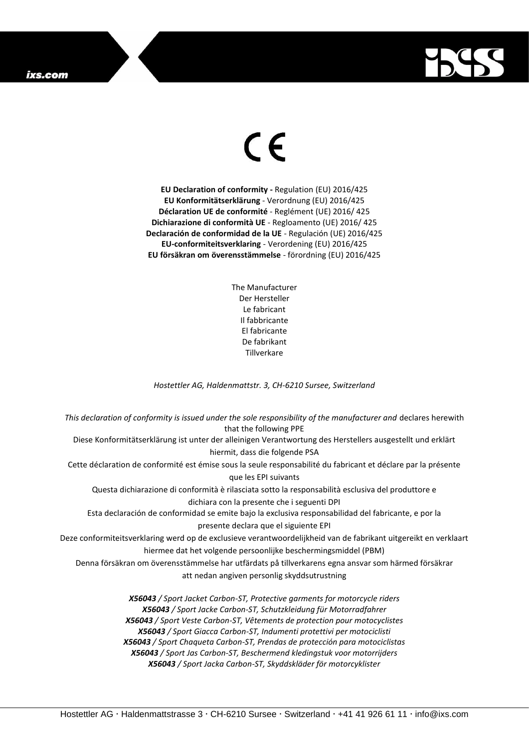CE

**EU Declaration of conformity -** Regulation (EU) 2016/425
**EU Konformitätserklärung** - Verordnung (EU) 2016/425
**Déclaration UE de conformité** - Reglément (UE) 2016/ 425
**Dichiarazione di conformità UE** - Regloamento (UE) 2016/ 425
**Declaración de conformidad de la UE** - Regulación (UE) 2016/425
**EU-conformiteitsverklaring** - Verordening (EU) 2016/425
**EU försäkran om överensstämmelse** - förordning (EU) 2016/425

The Manufacturer
Der Hersteller
Le fabricant
Il fabbricante
El fabricante
De fabrikant
Tillverkare

*Hostettler AG, Haldenmattstr. 3, CH-6210 Sursee, Switzerland*

*This declaration of conformity is issued under the sole responsibility of the manufacturer and* declares herewith that the following PPE

Diese Konformitätserklärung ist unter der alleinigen Verantwortung des Herstellers ausgestellt und erklärt hiermit, dass die folgende PSA

Cette déclaration de conformité est émise sous la seule responsabilité du fabricant et déclare par la présente que les EPI suivants

Questa dichiarazione di conformità è rilasciata sotto la responsabilità esclusiva del produttore e dichiara con la presente che i seguenti DPI

Esta declaración de conformidad se emite bajo la exclusiva responsabilidad del fabricante, e por la presente declara que el siguiente EPI

Deze conformiteitsverklaring werd op de exclusieve verantwoordelijkheid van de fabrikant uitgereikt en verklaart hiermee dat het volgende persoonlijke beschermingsmiddel (PBM)

Denna försäkran om överensstämmelse har utfärdats på tillverkarens egna ansvar som härmed försäkrar att nedan angiven personlig skyddsutrustning

***X56043** / Sport Jacket Carbon-ST, Protective garments for motorcycle riders*
***X56043** / Sport Jacke Carbon-ST, Schutzkleidung für Motorradfahrer*
***X56043** / Sport Veste Carbon-ST, Vêtements de protection pour motocyclistes*
***X56043** / Sport Giacca Carbon-ST, Indumenti protettivi per motociclisti*
***X56043** / Sport Chaqueta Carbon-ST, Prendas de protección para motociclistas*
***X56043** / Sport Jas Carbon-ST, Beschermend kledingstuk voor motorrijders*
***X56043** / Sport Jacka Carbon-ST, Skyddskläder för motorcyklister*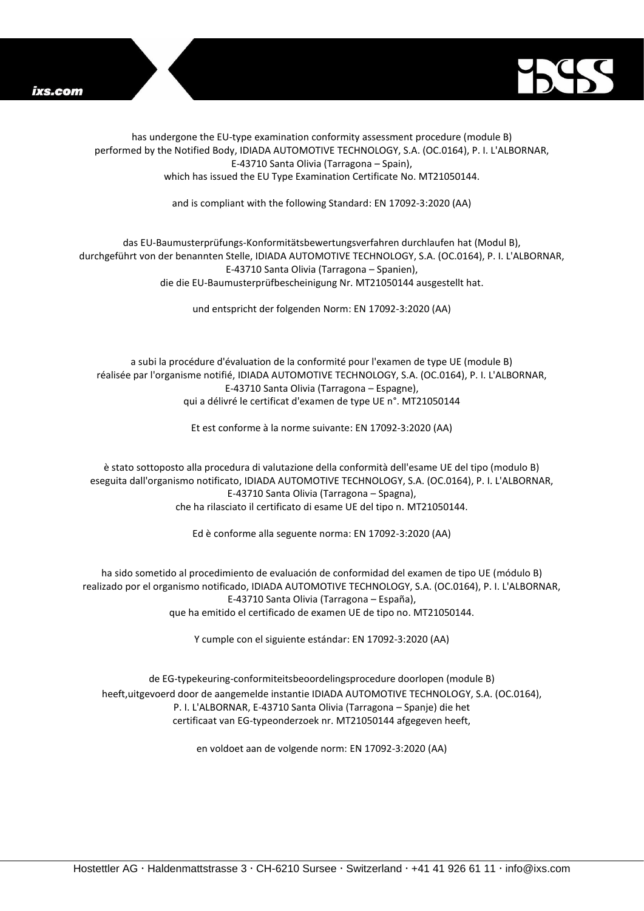has undergone the EU-type examination conformity assessment procedure (module B)
performed by the Notified Body, IDIADA AUTOMOTIVE TECHNOLOGY, S.A. (OC.0164), P. I. L'ALBORNAR,
E-43710 Santa Olivia (Tarragona – Spain),
which has issued the EU Type Examination Certificate No. MT21050144.

and is compliant with the following Standard: EN 17092-3:2020 (AA)

das EU-Baumusterprüfungs-Konformitätsbewertungsverfahren durchlaufen hat (Modul B),
durchgeführt von der benannten Stelle, IDIADA AUTOMOTIVE TECHNOLOGY, S.A. (OC.0164), P. I. L'ALBORNAR,
E-43710 Santa Olivia (Tarragona – Spanien),
die die EU-Baumusterprüfbescheinigung Nr. MT21050144 ausgestellt hat.

und entspricht der folgenden Norm: EN 17092-3:2020 (AA)

a subi la procédure d'évaluation de la conformité pour l'examen de type UE (module B)
réalisée par l'organisme notifié, IDIADA AUTOMOTIVE TECHNOLOGY, S.A. (OC.0164), P. I. L'ALBORNAR,
E-43710 Santa Olivia (Tarragona – Espagne),
qui a délivré le certificat d'examen de type UE n°. MT21050144

Et est conforme à la norme suivante: EN 17092-3:2020 (AA)

è stato sottoposto alla procedura di valutazione della conformità dell'esame UE del tipo (modulo B)
eseguita dall'organismo notificato, IDIADA AUTOMOTIVE TECHNOLOGY, S.A. (OC.0164), P. I. L'ALBORNAR,
E-43710 Santa Olivia (Tarragona – Spagna),
che ha rilasciato il certificato di esame UE del tipo n. MT21050144.

Ed è conforme alla seguente norma: EN 17092-3:2020 (AA)

ha sido sometido al procedimiento de evaluación de conformidad del examen de tipo UE (módulo B)
realizado por el organismo notificado, IDIADA AUTOMOTIVE TECHNOLOGY, S.A. (OC.0164), P. I. L'ALBORNAR,
E-43710 Santa Olivia (Tarragona – España),
que ha emitido el certificado de examen UE de tipo no. MT21050144.

Y cumple con el siguiente estándar: EN 17092-3:2020 (AA)

de EG-typekeuring-conformiteitsbeoordelingsprocedure doorlopen (module B)
heeft,uitgevoerd door de aangemelde instantie IDIADA AUTOMOTIVE TECHNOLOGY, S.A. (OC.0164),
P. I. L'ALBORNAR, E-43710 Santa Olivia (Tarragona – Spanje) die het
certificaat van EG-typeonderzoek nr. MT21050144 afgegeven heeft,

en voldoet aan de volgende norm: EN 17092-3:2020 (AA)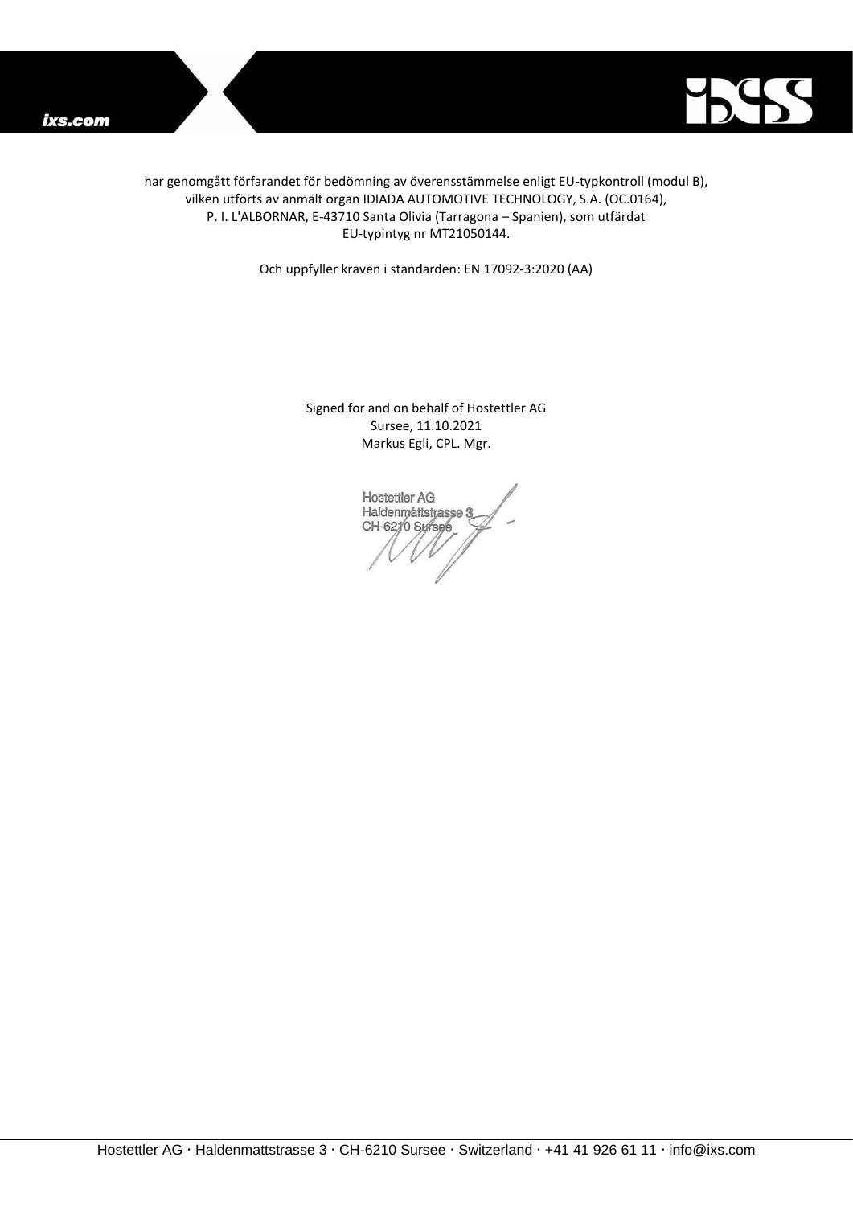har genomgått förfarandet för bedömning av överensstämmelse enligt EU-typkontroll (modul B), vilken utförts av anmält organ IDIADA AUTOMOTIVE TECHNOLOGY, S.A. (OC.0164), P. I. L'ALBORNAR, E-43710 Santa Olivia (Tarragona – Spanien), som utfärdat EU-typintyg nr MT21050144.

Och uppfyller kraven i standarden: EN 17092-3:2020 (AA)

Signed for and on behalf of Hostettler AG
Sursee, 11.10.2021
Markus Egli, CPL. Mgr.

Hostettler AG
Haldenmattstrasse 3
CH-6210 Sursee